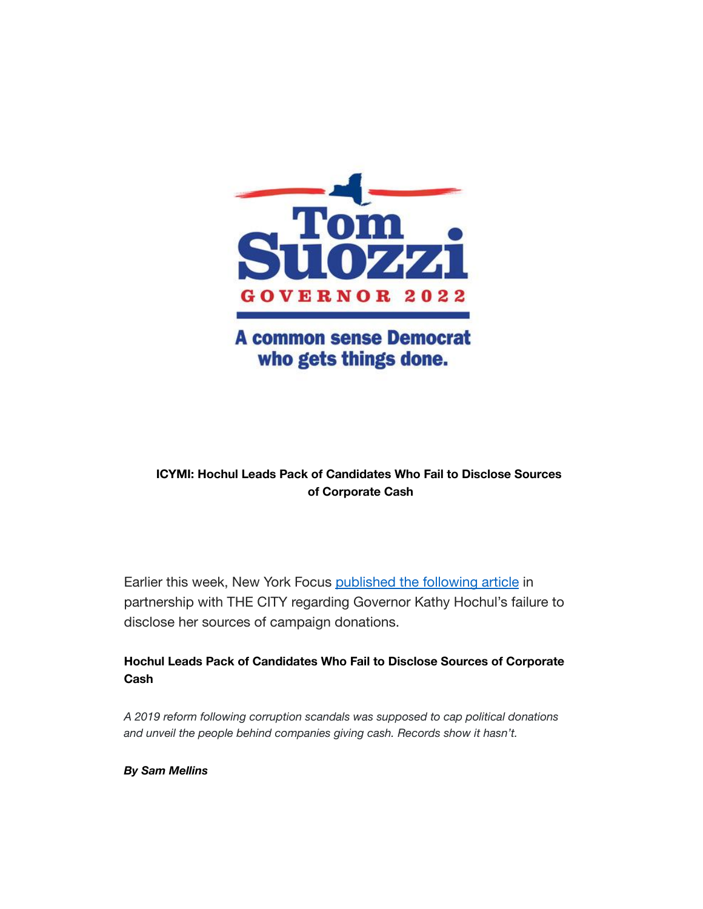Tom Suozzi

GOVERNOR 2022

A common sense Democrat who gets things done.

**ICYMI: Hochul Leads Pack of Candidates Who Fail to Disclose Sources of Corporate Cash**

Earlier this week, New York Focus published the following article in partnership with THE CITY regarding Governor Kathy Hochul's failure to disclose her sources of campaign donations.

**Hochul Leads Pack of Candidates Who Fail to Disclose Sources of Corporate Cash**

*A 2019 reform following corruption scandals was supposed to cap political donations and unveil the people behind companies giving cash. Records show it hasn't.*

***By Sam Mellins***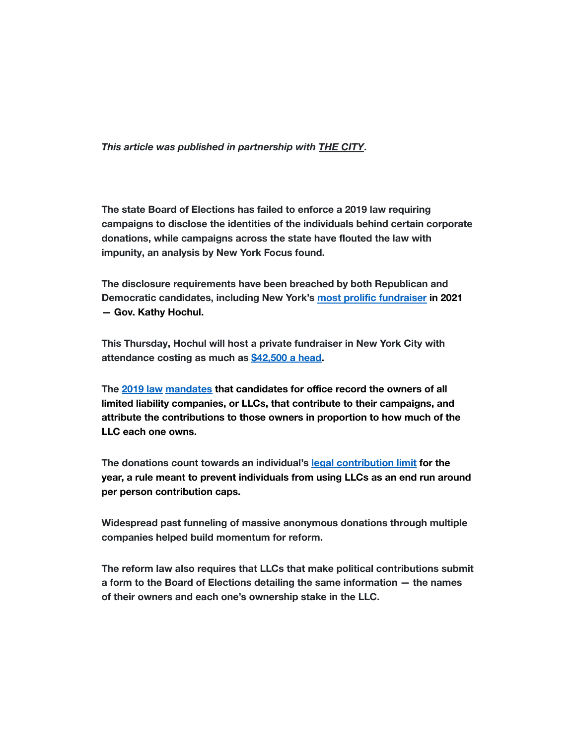*This article was published in partnership with **THE CITY**.*

**The state Board of Elections has failed to enforce a 2019 law requiring campaigns to disclose the identities of the individuals behind certain corporate donations, while campaigns across the state have flouted the law with impunity, an analysis by New York Focus found.**

**The disclosure requirements have been breached by both Republican and Democratic candidates, including New York's most prolific fundraiser in 2021 — Gov. Kathy Hochul.**

**This Thursday, Hochul will host a private fundraiser in New York City with attendance costing as much as $42,500 a head.**

**The 2019 law mandates that candidates for office record the owners of all limited liability companies, or LLCs, that contribute to their campaigns, and attribute the contributions to those owners in proportion to how much of the LLC each one owns.**

**The donations count towards an individual's legal contribution limit for the year, a rule meant to prevent individuals from using LLCs as an end run around per person contribution caps.**

**Widespread past funneling of massive anonymous donations through multiple companies helped build momentum for reform.**

**The reform law also requires that LLCs that make political contributions submit a form to the Board of Elections detailing the same information — the names of their owners and each one's ownership stake in the LLC.**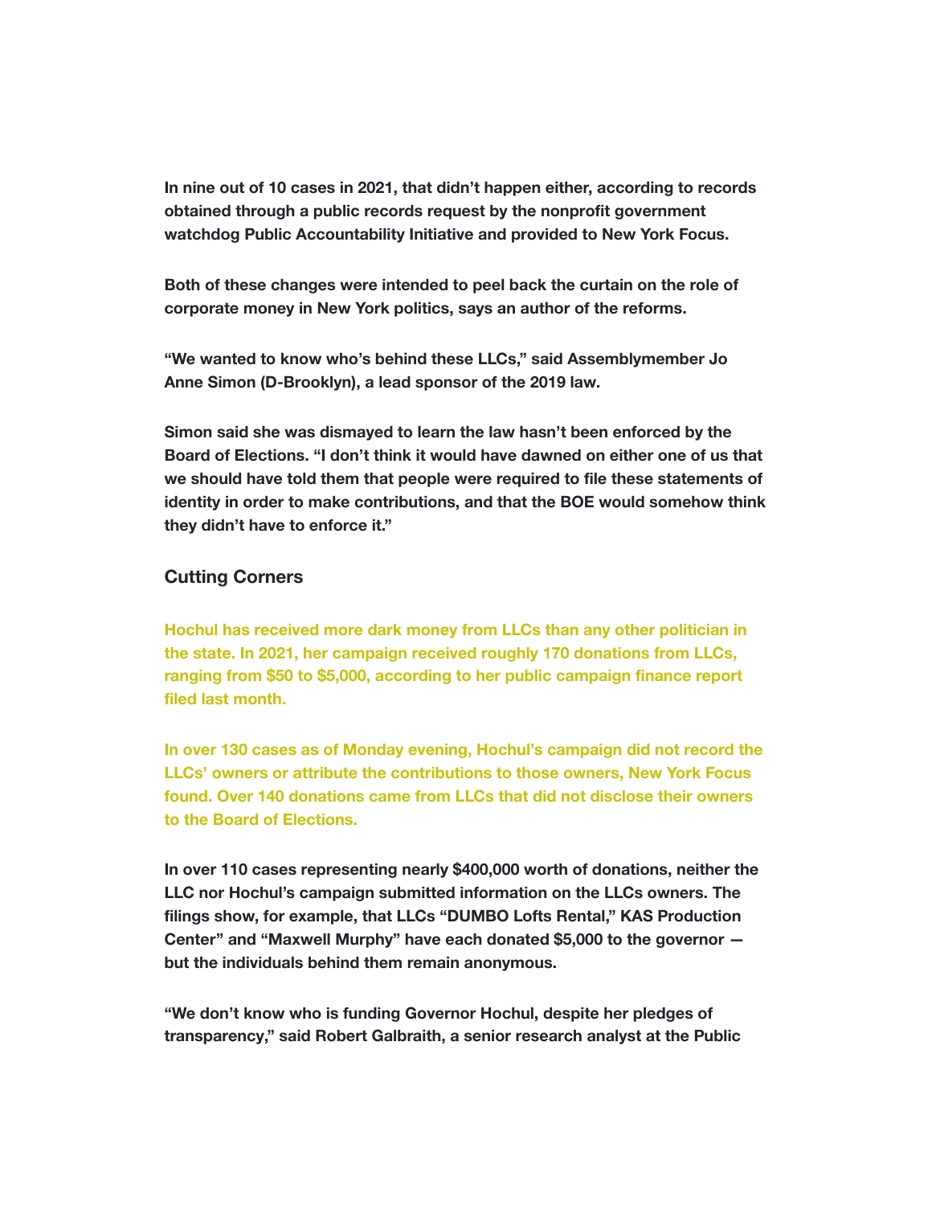**In nine out of 10 cases in 2021, that didn't happen either, according to records obtained through a public records request by the nonprofit government watchdog Public Accountability Initiative and provided to New York Focus.**

**Both of these changes were intended to peel back the curtain on the role of corporate money in New York politics, says an author of the reforms.**

**"We wanted to know who's behind these LLCs," said Assemblymember Jo Anne Simon (D-Brooklyn), a lead sponsor of the 2019 law.**

**Simon said she was dismayed to learn the law hasn't been enforced by the Board of Elections. "I don't think it would have dawned on either one of us that we should have told them that people were required to file these statements of identity in order to make contributions, and that the BOE would somehow think they didn't have to enforce it."**

### Cutting Corners

**Hochul has received more dark money from LLCs than any other politician in the state. In 2021, her campaign received roughly 170 donations from LLCs, ranging from $50 to $5,000, according to her public campaign finance report filed last month.**

**In over 130 cases as of Monday evening, Hochul's campaign did not record the LLCs' owners or attribute the contributions to those owners, New York Focus found. Over 140 donations came from LLCs that did not disclose their owners to the Board of Elections.**

**In over 110 cases representing nearly $400,000 worth of donations, neither the LLC nor Hochul's campaign submitted information on the LLCs owners. The filings show, for example, that LLCs "DUMBO Lofts Rental," KAS Production Center" and "Maxwell Murphy" have each donated $5,000 to the governor — but the individuals behind them remain anonymous.**

**"We don't know who is funding Governor Hochul, despite her pledges of transparency," said Robert Galbraith, a senior research analyst at the Public**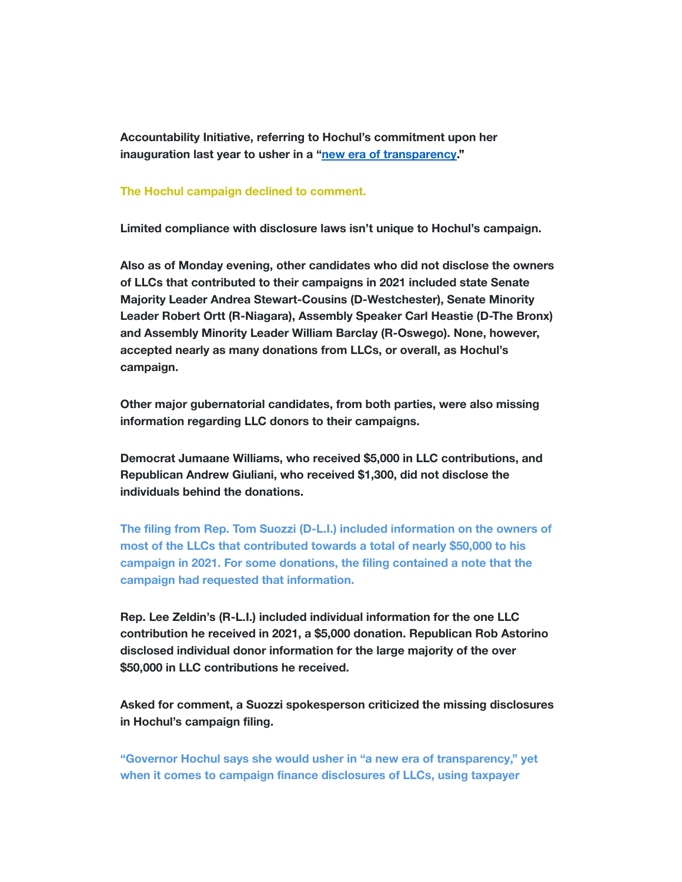**Accountability Initiative, referring to Hochul's commitment upon her inauguration last year to usher in a "[new era of transparency](#)."**

**The Hochul campaign declined to comment.**

**Limited compliance with disclosure laws isn't unique to Hochul's campaign.**

**Also as of Monday evening, other candidates who did not disclose the owners of LLCs that contributed to their campaigns in 2021 included state Senate Majority Leader Andrea Stewart-Cousins (D-Westchester), Senate Minority Leader Robert Ortt (R-Niagara), Assembly Speaker Carl Heastie (D-The Bronx) and Assembly Minority Leader William Barclay (R-Oswego). None, however, accepted nearly as many donations from LLCs, or overall, as Hochul's campaign.**

**Other major gubernatorial candidates, from both parties, were also missing information regarding LLC donors to their campaigns.**

**Democrat Jumaane Williams, who received $5,000 in LLC contributions, and Republican Andrew Giuliani, who received $1,300, did not disclose the individuals behind the donations.**

**The filing from Rep. Tom Suozzi (D-L.I.) included information on the owners of most of the LLCs that contributed towards a total of nearly $50,000 to his campaign in 2021. For some donations, the filing contained a note that the campaign had requested that information.**

**Rep. Lee Zeldin's (R-L.I.) included individual information for the one LLC contribution he received in 2021, a $5,000 donation. Republican Rob Astorino disclosed individual donor information for the large majority of the over $50,000 in LLC contributions he received.**

**Asked for comment, a Suozzi spokesperson criticized the missing disclosures in Hochul's campaign filing.**

**"Governor Hochul says she would usher in "a new era of transparency," yet when it comes to campaign finance disclosures of LLCs, using taxpayer**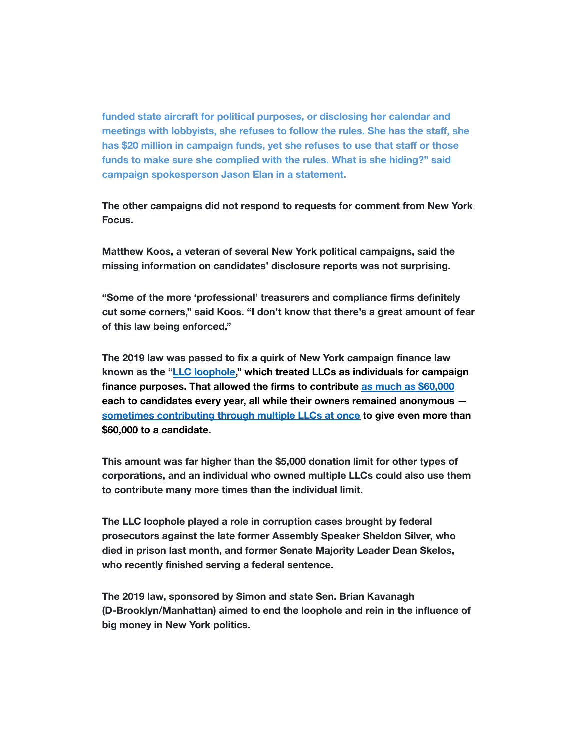funded state aircraft for political purposes, or disclosing her calendar and meetings with lobbyists, she refuses to follow the rules. She has the staff, she has $20 million in campaign funds, yet she refuses to use that staff or those funds to make sure she complied with the rules. What is she hiding?" said campaign spokesperson Jason Elan in a statement.

The other campaigns did not respond to requests for comment from New York Focus.

Matthew Koos, a veteran of several New York political campaigns, said the missing information on candidates' disclosure reports was not surprising.

"Some of the more 'professional' treasurers and compliance firms definitely cut some corners," said Koos. "I don't know that there's a great amount of fear of this law being enforced."

The 2019 law was passed to fix a quirk of New York campaign finance law known as the "LLC loophole," which treated LLCs as individuals for campaign finance purposes. That allowed the firms to contribute as much as $60,000 each to candidates every year, all while their owners remained anonymous — sometimes contributing through multiple LLCs at once to give even more than $60,000 to a candidate.

This amount was far higher than the $5,000 donation limit for other types of corporations, and an individual who owned multiple LLCs could also use them to contribute many more times than the individual limit.

The LLC loophole played a role in corruption cases brought by federal prosecutors against the late former Assembly Speaker Sheldon Silver, who died in prison last month, and former Senate Majority Leader Dean Skelos, who recently finished serving a federal sentence.

The 2019 law, sponsored by Simon and state Sen. Brian Kavanagh (D-Brooklyn/Manhattan) aimed to end the loophole and rein in the influence of big money in New York politics.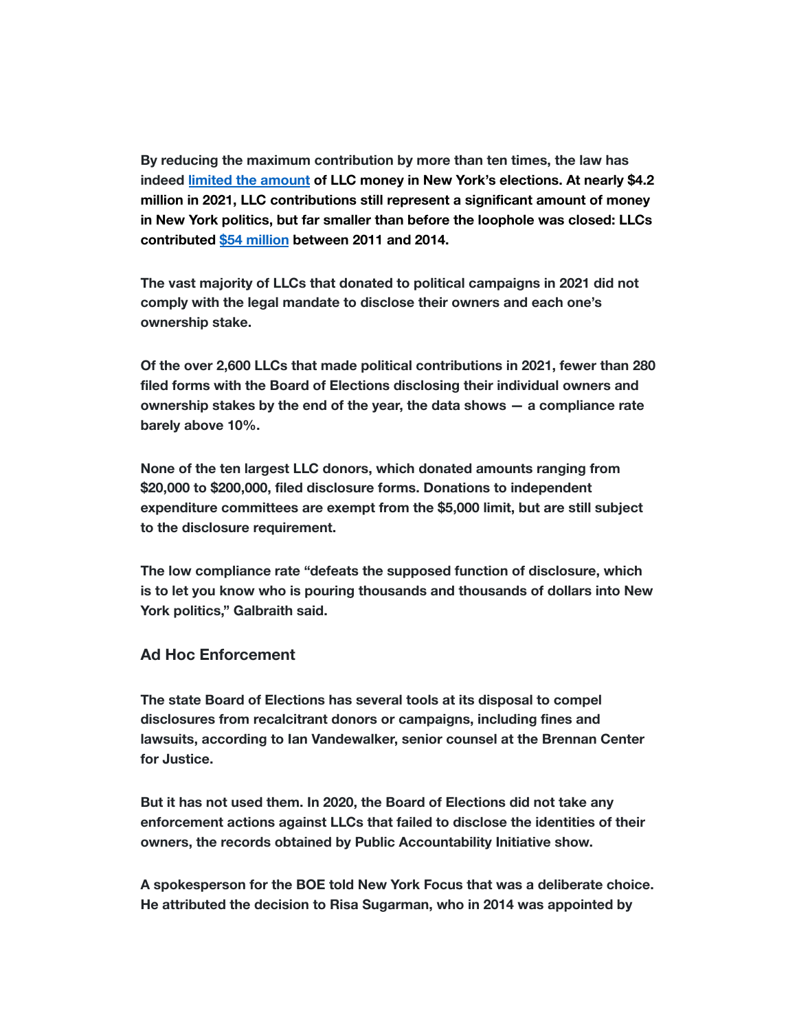By reducing the maximum contribution by more than ten times, the law has indeed [limited the amount](#) of LLC money in New York's elections. At nearly $4.2 million in 2021, LLC contributions still represent a significant amount of money in New York politics, but far smaller than before the loophole was closed: LLCs contributed [$54 million](#) between 2011 and 2014.

The vast majority of LLCs that donated to political campaigns in 2021 did not comply with the legal mandate to disclose their owners and each one's ownership stake.

Of the over 2,600 LLCs that made political contributions in 2021, fewer than 280 filed forms with the Board of Elections disclosing their individual owners and ownership stakes by the end of the year, the data shows — a compliance rate barely above 10%.

None of the ten largest LLC donors, which donated amounts ranging from $20,000 to $200,000, filed disclosure forms. Donations to independent expenditure committees are exempt from the $5,000 limit, but are still subject to the disclosure requirement.

The low compliance rate "defeats the supposed function of disclosure, which is to let you know who is pouring thousands and thousands of dollars into New York politics," Galbraith said.

## Ad Hoc Enforcement

The state Board of Elections has several tools at its disposal to compel disclosures from recalcitrant donors or campaigns, including fines and lawsuits, according to Ian Vandewalker, senior counsel at the Brennan Center for Justice.

But it has not used them. In 2020, the Board of Elections did not take any enforcement actions against LLCs that failed to disclose the identities of their owners, the records obtained by Public Accountability Initiative show.

A spokesperson for the BOE told New York Focus that was a deliberate choice. He attributed the decision to Risa Sugarman, who in 2014 was appointed by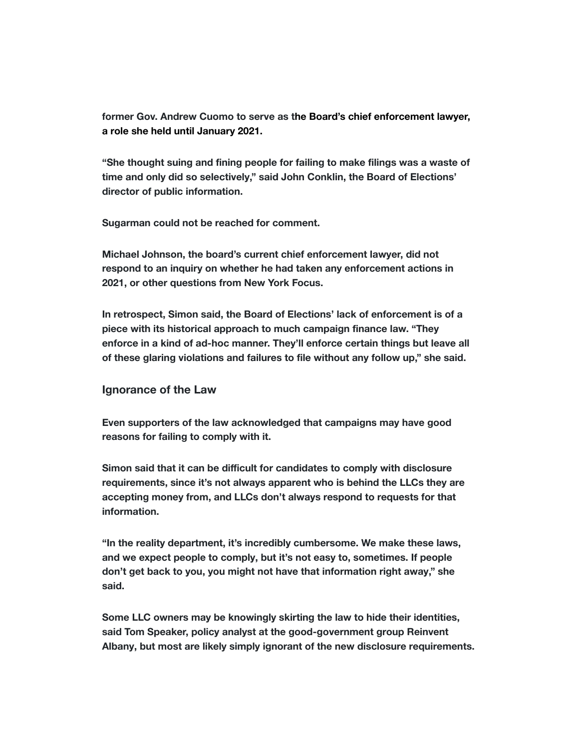former Gov. Andrew Cuomo to serve as the Board's chief enforcement lawyer, a role she held until January 2021.

"She thought suing and fining people for failing to make filings was a waste of time and only did so selectively," said John Conklin, the Board of Elections' director of public information.

Sugarman could not be reached for comment.

Michael Johnson, the board's current chief enforcement lawyer, did not respond to an inquiry on whether he had taken any enforcement actions in 2021, or other questions from New York Focus.

In retrospect, Simon said, the Board of Elections' lack of enforcement is of a piece with its historical approach to much campaign finance law. "They enforce in a kind of ad-hoc manner. They'll enforce certain things but leave all of these glaring violations and failures to file without any follow up," she said.

## Ignorance of the Law

Even supporters of the law acknowledged that campaigns may have good reasons for failing to comply with it.

Simon said that it can be difficult for candidates to comply with disclosure requirements, since it's not always apparent who is behind the LLCs they are accepting money from, and LLCs don't always respond to requests for that information.

"In the reality department, it's incredibly cumbersome. We make these laws, and we expect people to comply, but it's not easy to, sometimes. If people don't get back to you, you might not have that information right away," she said.

Some LLC owners may be knowingly skirting the law to hide their identities, said Tom Speaker, policy analyst at the good-government group Reinvent Albany, but most are likely simply ignorant of the new disclosure requirements.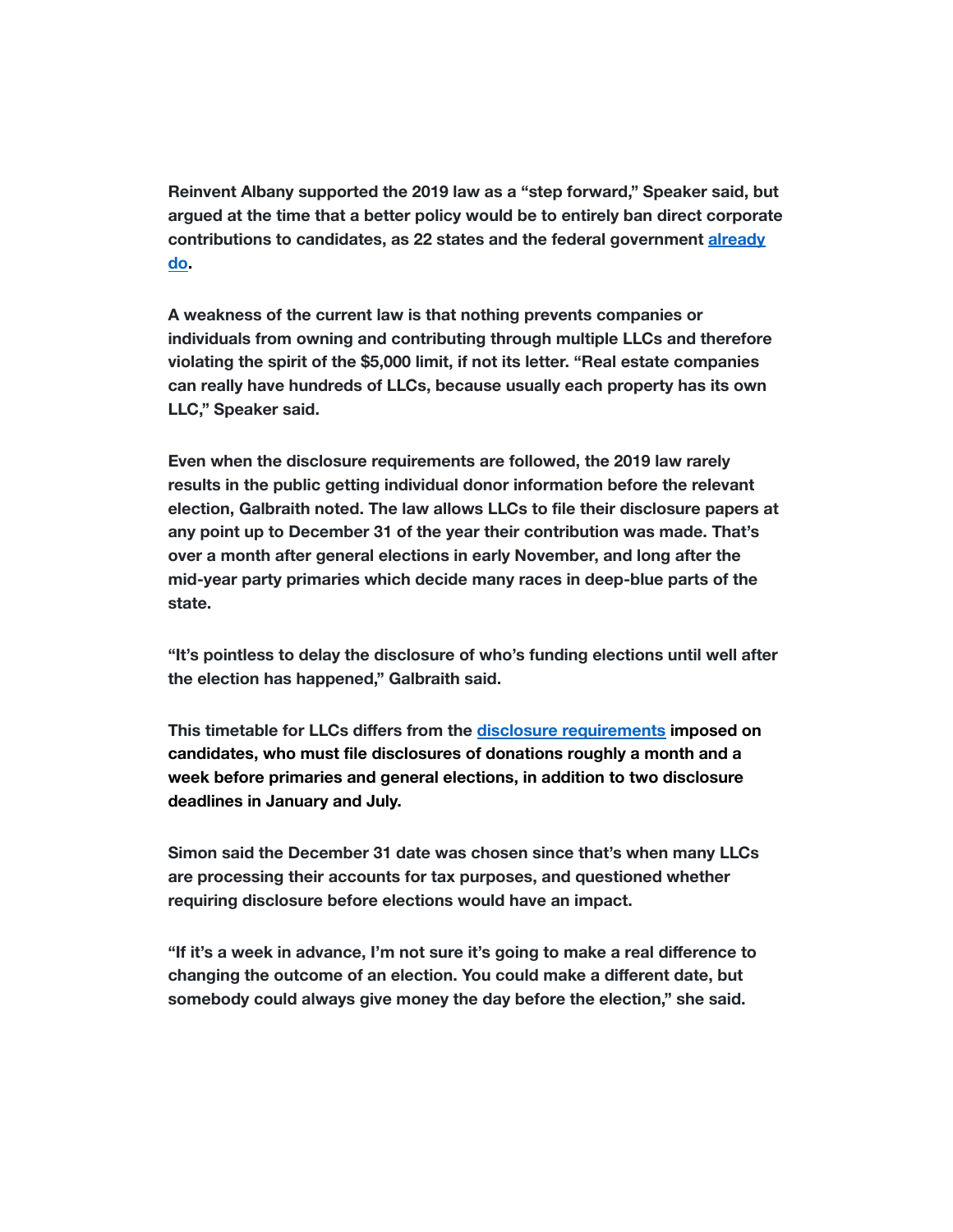Reinvent Albany supported the 2019 law as a "step forward," Speaker said, but argued at the time that a better policy would be to entirely ban direct corporate contributions to candidates, as 22 states and the federal government already do.

A weakness of the current law is that nothing prevents companies or individuals from owning and contributing through multiple LLCs and therefore violating the spirit of the $5,000 limit, if not its letter. "Real estate companies can really have hundreds of LLCs, because usually each property has its own LLC," Speaker said.

Even when the disclosure requirements are followed, the 2019 law rarely results in the public getting individual donor information before the relevant election, Galbraith noted. The law allows LLCs to file their disclosure papers at any point up to December 31 of the year their contribution was made. That's over a month after general elections in early November, and long after the mid-year party primaries which decide many races in deep-blue parts of the state.

"It's pointless to delay the disclosure of who's funding elections until well after the election has happened," Galbraith said.

This timetable for LLCs differs from the disclosure requirements imposed on candidates, who must file disclosures of donations roughly a month and a week before primaries and general elections, in addition to two disclosure deadlines in January and July.

Simon said the December 31 date was chosen since that's when many LLCs are processing their accounts for tax purposes, and questioned whether requiring disclosure before elections would have an impact.

"If it's a week in advance, I'm not sure it's going to make a real difference to changing the outcome of an election. You could make a different date, but somebody could always give money the day before the election," she said.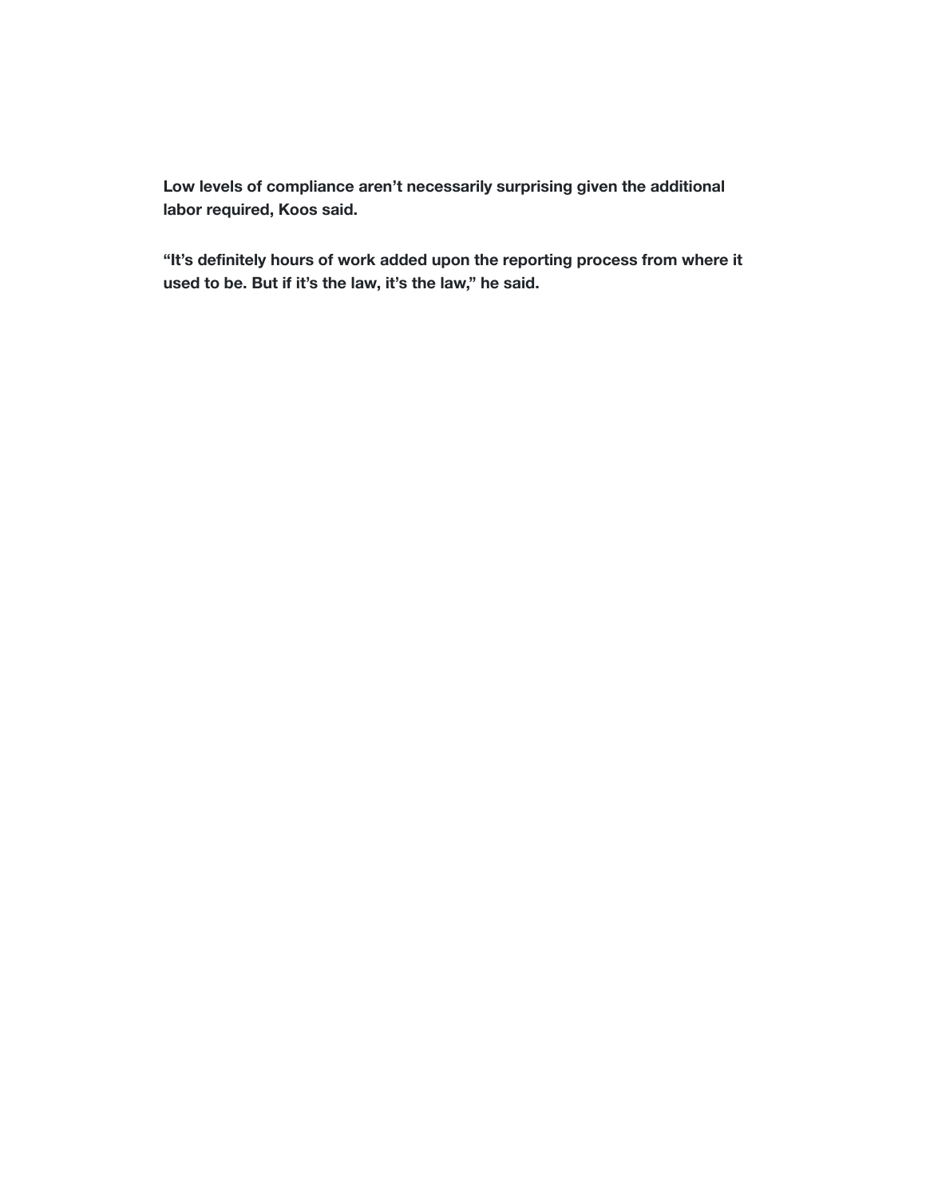**Low levels of compliance aren't necessarily surprising given the additional labor required, Koos said.**

**"It's definitely hours of work added upon the reporting process from where it used to be. But if it's the law, it's the law," he said.**